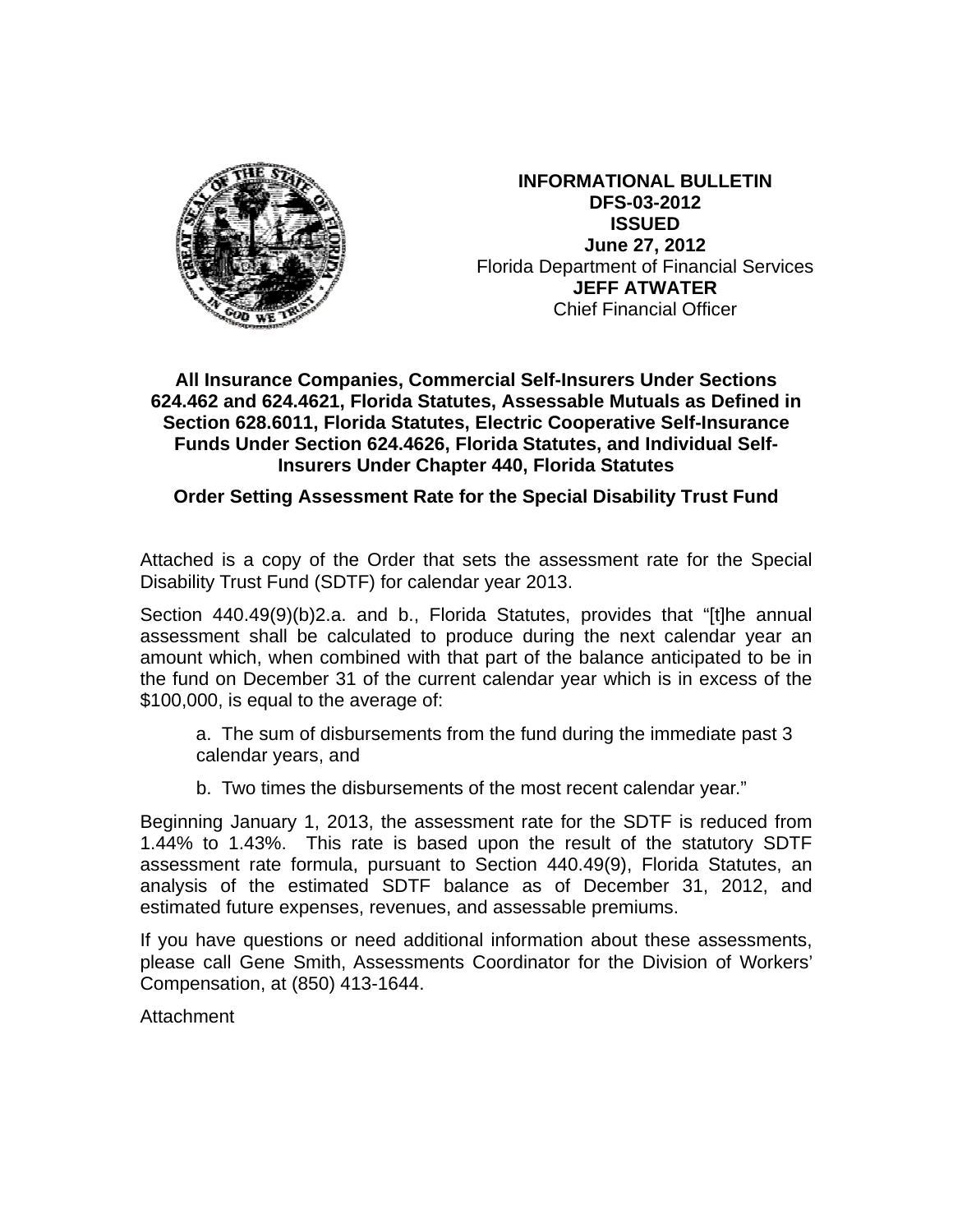**INFORMATIONAL BULLETIN**
**DFS-03-2012**
**ISSUED**
**June 27, 2012**
Florida Department of Financial Services
**JEFF ATWATER**
Chief Financial Officer

**All Insurance Companies, Commercial Self-Insurers Under Sections 624.462 and 624.4621, Florida Statutes, Assessable Mutuals as Defined in Section 628.6011, Florida Statutes, Electric Cooperative Self-Insurance Funds Under Section 624.4626, Florida Statutes, and Individual Self-Insurers Under Chapter 440, Florida Statutes**

**Order Setting Assessment Rate for the Special Disability Trust Fund**

Attached is a copy of the Order that sets the assessment rate for the Special Disability Trust Fund (SDTF) for calendar year 2013.

Section 440.49(9)(b)2.a. and b., Florida Statutes, provides that "[t]he annual assessment shall be calculated to produce during the next calendar year an amount which, when combined with that part of the balance anticipated to be in the fund on December 31 of the current calendar year which is in excess of the $100,000, is equal to the average of:

> a. The sum of disbursements from the fund during the immediate past 3 calendar years, and
>
> b. Two times the disbursements of the most recent calendar year."

Beginning January 1, 2013, the assessment rate for the SDTF is reduced from 1.44% to 1.43%. This rate is based upon the result of the statutory SDTF assessment rate formula, pursuant to Section 440.49(9), Florida Statutes, an analysis of the estimated SDTF balance as of December 31, 2012, and estimated future expenses, revenues, and assessable premiums.

If you have questions or need additional information about these assessments, please call Gene Smith, Assessments Coordinator for the Division of Workers' Compensation, at (850) 413-1644.

Attachment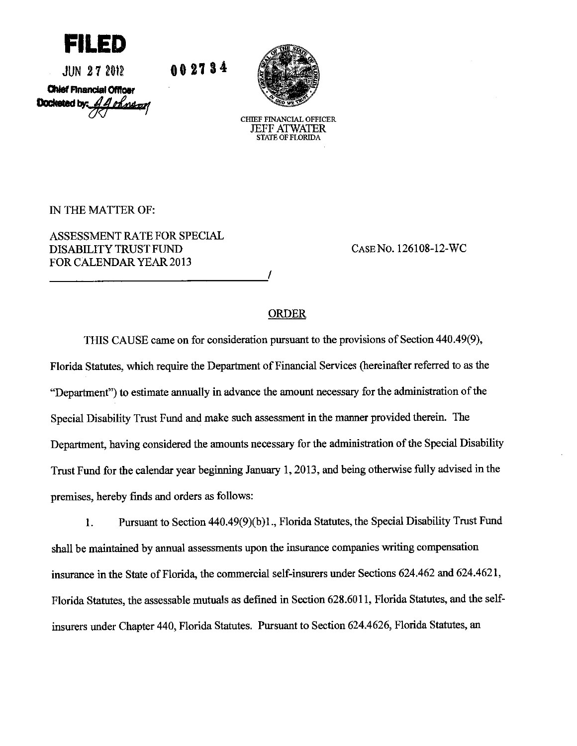**FILED**

JUN 27 2012

**Chief Financial Officer**

**Docketed by:** 

002734

CHIEF FINANCIAL OFFICER
JEFF ATWATER
STATE OF FLORIDA

IN THE MATTER OF:

ASSESSMENT RATE FOR SPECIAL DISABILITY TRUST FUND FOR CALENDAR YEAR 2013

CASE NO. 126108-12-WC

_____________________________________/

## ORDER

THIS CAUSE came on for consideration pursuant to the provisions of Section 440.49(9), Florida Statutes, which require the Department of Financial Services (hereinafter referred to as the "Department") to estimate annually in advance the amount necessary for the administration of the Special Disability Trust Fund and make such assessment in the manner provided therein. The Department, having considered the amounts necessary for the administration of the Special Disability Trust Fund for the calendar year beginning January 1, 2013, and being otherwise fully advised in the premises, hereby finds and orders as follows:

1. Pursuant to Section 440.49(9)(b)1., Florida Statutes, the Special Disability Trust Fund shall be maintained by annual assessments upon the insurance companies writing compensation insurance in the State of Florida, the commercial self-insurers under Sections 624.462 and 624.4621, Florida Statutes, the assessable mutuals as defined in Section 628.6011, Florida Statutes, and the self-insurers under Chapter 440, Florida Statutes. Pursuant to Section 624.4626, Florida Statutes, an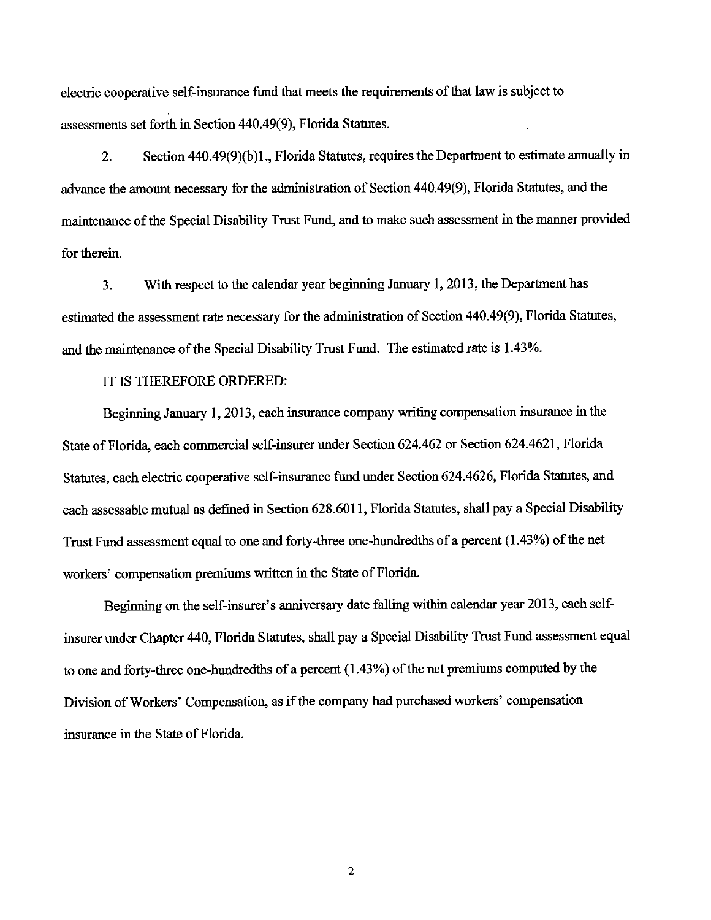electric cooperative self-insurance fund that meets the requirements of that law is subject to assessments set forth in Section 440.49(9), Florida Statutes.

2. Section 440.49(9)(b)1., Florida Statutes, requires the Department to estimate annually in advance the amount necessary for the administration of Section 440.49(9), Florida Statutes, and the maintenance of the Special Disability Trust Fund, and to make such assessment in the manner provided for therein.

3. With respect to the calendar year beginning January 1, 2013, the Department has estimated the assessment rate necessary for the administration of Section 440.49(9), Florida Statutes, and the maintenance of the Special Disability Trust Fund. The estimated rate is 1.43%.

IT IS THEREFORE ORDERED:

Beginning January 1, 2013, each insurance company writing compensation insurance in the State of Florida, each commercial self-insurer under Section 624.462 or Section 624.4621, Florida Statutes, each electric cooperative self-insurance fund under Section 624.4626, Florida Statutes, and each assessable mutual as defined in Section 628.6011, Florida Statutes, shall pay a Special Disability Trust Fund assessment equal to one and forty-three one-hundredths of a percent (1.43%) of the net workers' compensation premiums written in the State of Florida.

Beginning on the self-insurer's anniversary date falling within calendar year 2013, each self-insurer under Chapter 440, Florida Statutes, shall pay a Special Disability Trust Fund assessment equal to one and forty-three one-hundredths of a percent (1.43%) of the net premiums computed by the Division of Workers' Compensation, as if the company had purchased workers' compensation insurance in the State of Florida.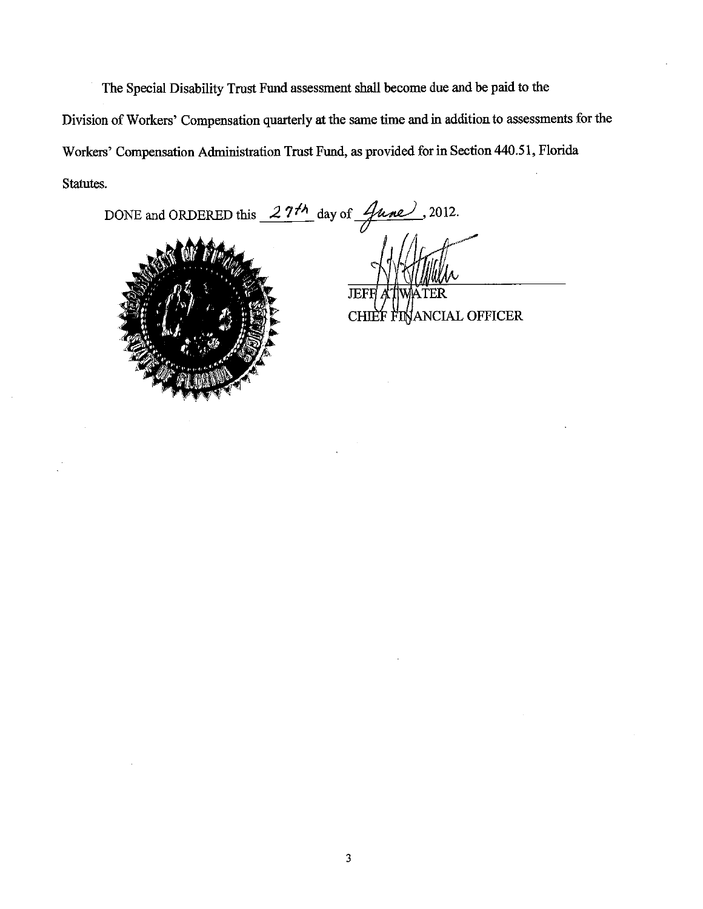The Special Disability Trust Fund assessment shall become due and be paid to the Division of Workers' Compensation quarterly at the same time and in addition to assessments for the Workers' Compensation Administration Trust Fund, as provided for in Section 440.51, Florida Statutes.

DONE and ORDERED this 27th day of June, 2012.

JEFF ATWATER
CHIEF FINANCIAL OFFICER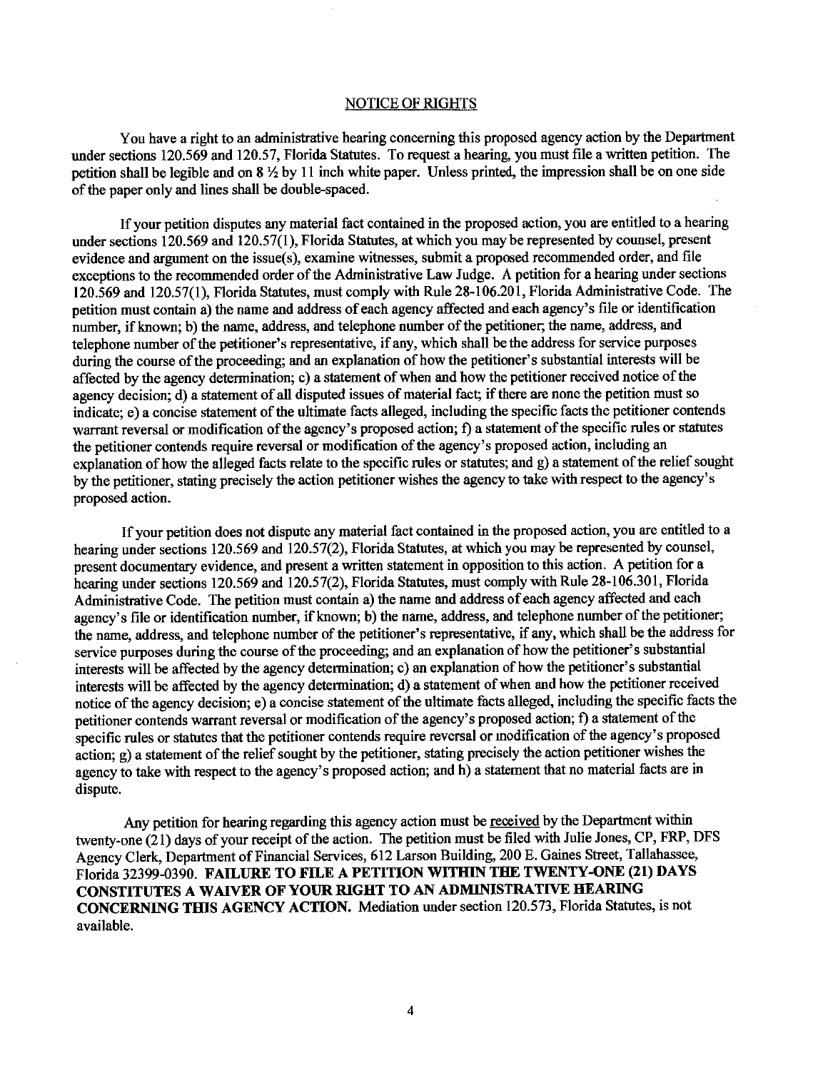## NOTICE OF RIGHTS

You have a right to an administrative hearing concerning this proposed agency action by the Department under sections 120.569 and 120.57, Florida Statutes. To request a hearing, you must file a written petition. The petition shall be legible and on 8 ½ by 11 inch white paper. Unless printed, the impression shall be on one side of the paper only and lines shall be double-spaced.

If your petition disputes any material fact contained in the proposed action, you are entitled to a hearing under sections 120.569 and 120.57(1), Florida Statutes, at which you may be represented by counsel, present evidence and argument on the issue(s), examine witnesses, submit a proposed recommended order, and file exceptions to the recommended order of the Administrative Law Judge. A petition for a hearing under sections 120.569 and 120.57(1), Florida Statutes, must comply with Rule 28-106.201, Florida Administrative Code. The petition must contain a) the name and address of each agency affected and each agency's file or identification number, if known; b) the name, address, and telephone number of the petitioner; the name, address, and telephone number of the petitioner's representative, if any, which shall be the address for service purposes during the course of the proceeding; and an explanation of how the petitioner's substantial interests will be affected by the agency determination; c) a statement of when and how the petitioner received notice of the agency decision; d) a statement of all disputed issues of material fact; if there are none the petition must so indicate; e) a concise statement of the ultimate facts alleged, including the specific facts the petitioner contends warrant reversal or modification of the agency's proposed action; f) a statement of the specific rules or statutes the petitioner contends require reversal or modification of the agency's proposed action, including an explanation of how the alleged facts relate to the specific rules or statutes; and g) a statement of the relief sought by the petitioner, stating precisely the action petitioner wishes the agency to take with respect to the agency's proposed action.

If your petition does not dispute any material fact contained in the proposed action, you are entitled to a hearing under sections 120.569 and 120.57(2), Florida Statutes, at which you may be represented by counsel, present documentary evidence, and present a written statement in opposition to this action. A petition for a hearing under sections 120.569 and 120.57(2), Florida Statutes, must comply with Rule 28-106.301, Florida Administrative Code. The petition must contain a) the name and address of each agency affected and each agency's file or identification number, if known; b) the name, address, and telephone number of the petitioner; the name, address, and telephone number of the petitioner's representative, if any, which shall be the address for service purposes during the course of the proceeding; and an explanation of how the petitioner's substantial interests will be affected by the agency determination; c) an explanation of how the petitioner's substantial interests will be affected by the agency determination; d) a statement of when and how the petitioner received notice of the agency decision; e) a concise statement of the ultimate facts alleged, including the specific facts the petitioner contends warrant reversal or modification of the agency's proposed action; f) a statement of the specific rules or statutes that the petitioner contends require reversal or modification of the agency's proposed action; g) a statement of the relief sought by the petitioner, stating precisely the action petitioner wishes the agency to take with respect to the agency's proposed action; and h) a statement that no material facts are in dispute.

Any petition for hearing regarding this agency action must be received by the Department within twenty-one (21) days of your receipt of the action. The petition must be filed with Julie Jones, CP, FRP, DFS Agency Clerk, Department of Financial Services, 612 Larson Building, 200 E. Gaines Street, Tallahassee, Florida 32399-0390. **FAILURE TO FILE A PETITION WITHIN THE TWENTY-ONE (21) DAYS CONSTITUTES A WAIVER OF YOUR RIGHT TO AN ADMINISTRATIVE HEARING CONCERNING THIS AGENCY ACTION.** Mediation under section 120.573, Florida Statutes, is not available.